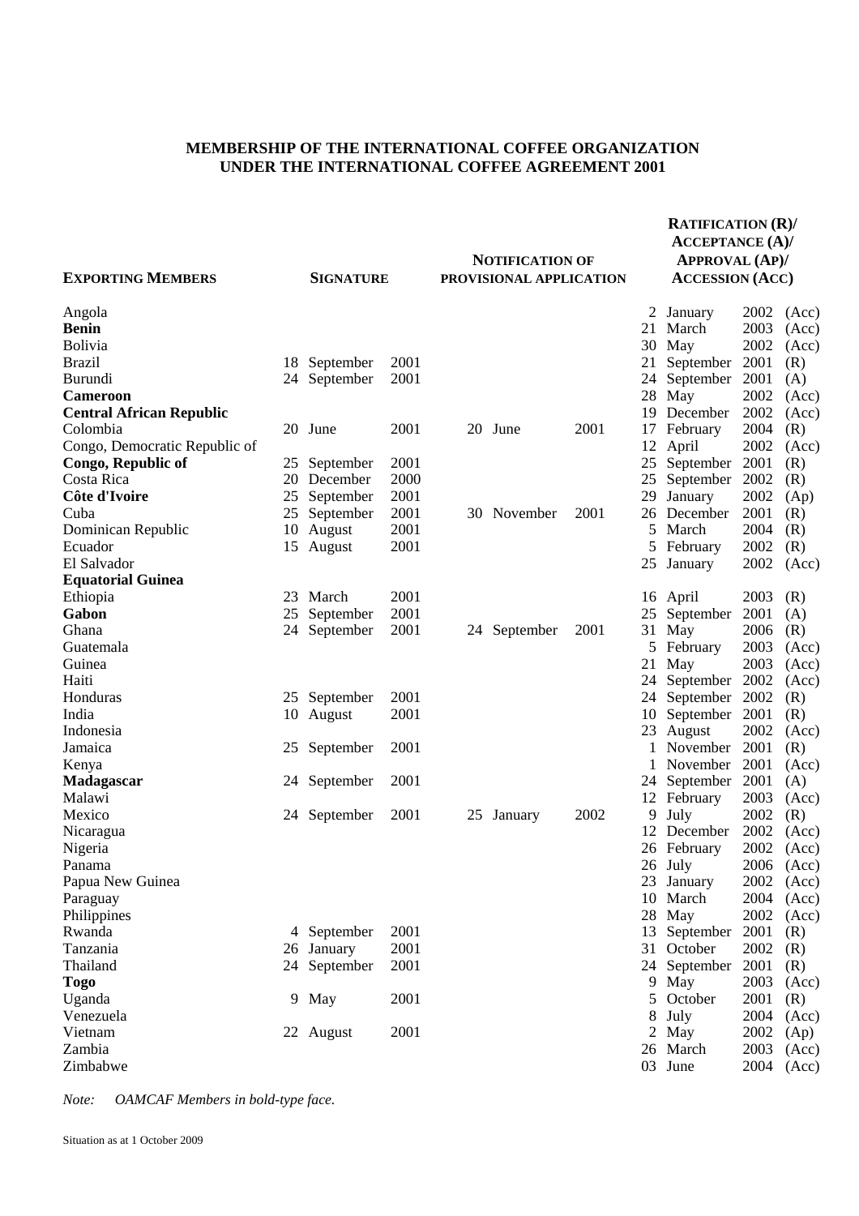# MEMBERSHIP OF THE INTERNATIONAL COFFEE ORGANIZATION UNDER THE INTERNATIONAL COFFEE AGREEMENT 2001

| EXPORTING MEMBERS | SIGNATURE | NOTIFICATION OF PROVISIONAL APPLICATION | RATIFICATION (R)/ ACCEPTANCE (A)/ APPROVAL (AP)/ ACCESSION (ACC) |
|---|---|---|---|
| Angola | | | 2 January 2002 (Acc) |
| **Benin** | | | 21 March 2003 (Acc) |
| Bolivia | | | 30 May 2002 (Acc) |
| Brazil | 18 September 2001 | | 21 September 2001 (R) |
| Burundi | 24 September 2001 | | 24 September 2001 (A) |
| **Cameroon** | | | 28 May 2002 (Acc) |
| **Central African Republic** | | | 19 December 2002 (Acc) |
| Colombia | 20 June 2001 | 20 June 2001 | 17 February 2004 (R) |
| Congo, Democratic Republic of | | | 12 April 2002 (Acc) |
| **Congo, Republic of** | 25 September 2001 | | 25 September 2001 (R) |
| Costa Rica | 20 December 2000 | | 25 September 2002 (R) |
| **Côte d'Ivoire** | 25 September 2001 | | 29 January 2002 (Ap) |
| Cuba | 25 September 2001 | 30 November 2001 | 26 December 2001 (R) |
| Dominican Republic | 10 August 2001 | | 5 March 2004 (R) |
| Ecuador | 15 August 2001 | | 5 February 2002 (R) |
| El Salvador | | | 25 January 2002 (Acc) |
| **Equatorial Guinea** | | | |
| Ethiopia | 23 March 2001 | | 16 April 2003 (R) |
| **Gabon** | 25 September 2001 | | 25 September 2001 (A) |
| Ghana | 24 September 2001 | 24 September 2001 | 31 May 2006 (R) |
| Guatemala | | | 5 February 2003 (Acc) |
| Guinea | | | 21 May 2003 (Acc) |
| Haiti | | | 24 September 2002 (Acc) |
| Honduras | 25 September 2001 | | 24 September 2002 (R) |
| India | 10 August 2001 | | 10 September 2001 (R) |
| Indonesia | | | 23 August 2002 (Acc) |
| Jamaica | 25 September 2001 | | 1 November 2001 (R) |
| Kenya | | | 1 November 2001 (Acc) |
| **Madagascar** | 24 September 2001 | | 24 September 2001 (A) |
| Malawi | | | 12 February 2003 (Acc) |
| Mexico | 24 September 2001 | 25 January 2002 | 9 July 2002 (R) |
| Nicaragua | | | 12 December 2002 (Acc) |
| Nigeria | | | 26 February 2002 (Acc) |
| Panama | | | 26 July 2006 (Acc) |
| Papua New Guinea | | | 23 January 2002 (Acc) |
| Paraguay | | | 10 March 2004 (Acc) |
| Philippines | | | 28 May 2002 (Acc) |
| Rwanda | 4 September 2001 | | 13 September 2001 (R) |
| Tanzania | 26 January 2001 | | 31 October 2002 (R) |
| Thailand | 24 September 2001 | | 24 September 2001 (R) |
| **Togo** | | | 9 May 2003 (Acc) |
| Uganda | 9 May 2001 | | 5 October 2001 (R) |
| Venezuela | | | 8 July 2004 (Acc) |
| Vietnam | 22 August 2001 | | 2 May 2002 (Ap) |
| Zambia | | | 26 March 2003 (Acc) |
| Zimbabwe | | | 03 June 2004 (Acc) |

*Note: OAMCAF Members in bold-type face.*

Situation as at 1 October 2009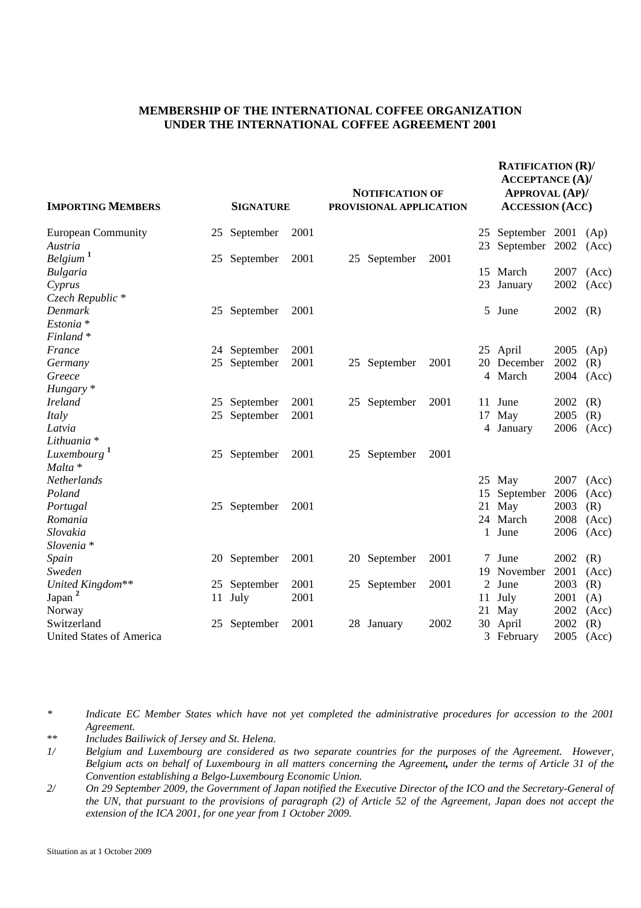**MEMBERSHIP OF THE INTERNATIONAL COFFEE ORGANIZATION UNDER THE INTERNATIONAL COFFEE AGREEMENT 2001**

| **IMPORTING MEMBERS** | **SIGNATURE** | **NOTIFICATION OF PROVISIONAL APPLICATION** | **RATIFICATION (R)/ ACCEPTANCE (A)/ APPROVAL (AP)/ ACCESSION (ACC)** |
|---|---|---|---|
| European Community | 25 September 2001 | | 25 September 2001 (Ap) |
| *Austria* | | | 23 September 2002 (Acc) |
| *Belgium* [1] | 25 September 2001 | 25 September 2001 | |
| *Bulgaria* | | | 15 March 2007 (Acc) |
| *Cyprus* | | | 23 January 2002 (Acc) |
| *Czech Republic* * | | | |
| *Denmark* | 25 September 2001 | | 5 June 2002 (R) |
| *Estonia* * | | | |
| *Finland* * | | | |
| *France* | 24 September 2001 | | 25 April 2005 (Ap) |
| *Germany* | 25 September 2001 | 25 September 2001 | 20 December 2002 (R) |
| *Greece* | | | 4 March 2004 (Acc) |
| *Hungary* * | | | |
| *Ireland* | 25 September 2001 | 25 September 2001 | 11 June 2002 (R) |
| *Italy* | 25 September 2001 | | 17 May 2005 (R) |
| *Latvia* | | | 4 January 2006 (Acc) |
| *Lithuania* * | | | |
| *Luxembourg* [1] | 25 September 2001 | 25 September 2001 | |
| *Malta* * | | | |
| *Netherlands* | | | 25 May 2007 (Acc) |
| *Poland* | | | 15 September 2006 (Acc) |
| *Portugal* | 25 September 2001 | | 21 May 2003 (R) |
| *Romania* | | | 24 March 2008 (Acc) |
| *Slovakia* | | | 1 June 2006 (Acc) |
| *Slovenia* * | | | |
| *Spain* | 20 September 2001 | 20 September 2001 | 7 June 2002 (R) |
| *Sweden* | | | 19 November 2001 (Acc) |
| *United Kingdom*** | 25 September 2001 | 25 September 2001 | 2 June 2003 (R) |
| Japan [2] | 11 July 2001 | | 11 July 2001 (A) |
| Norway | | | 21 May 2002 (Acc) |
| Switzerland | 25 September 2001 | 28 January 2002 | 30 April 2002 (R) |
| United States of America | | | 3 February 2005 (Acc) |

\* *Indicate EC Member States which have not yet completed the administrative procedures for accession to the 2001 Agreement.*

\*\* *Includes Bailiwick of Jersey and St. Helena.*

1/ *Belgium and Luxembourg are considered as two separate countries for the purposes of the Agreement. However, Belgium acts on behalf of Luxembourg in all matters concerning the Agreement, under the terms of Article 31 of the Convention establishing a Belgo-Luxembourg Economic Union.*

2/ *On 29 September 2009, the Government of Japan notified the Executive Director of the ICO and the Secretary-General of the UN, that pursuant to the provisions of paragraph (2) of Article 52 of the Agreement, Japan does not accept the extension of the ICA 2001, for one year from 1 October 2009.*

Situation as at 1 October 2009